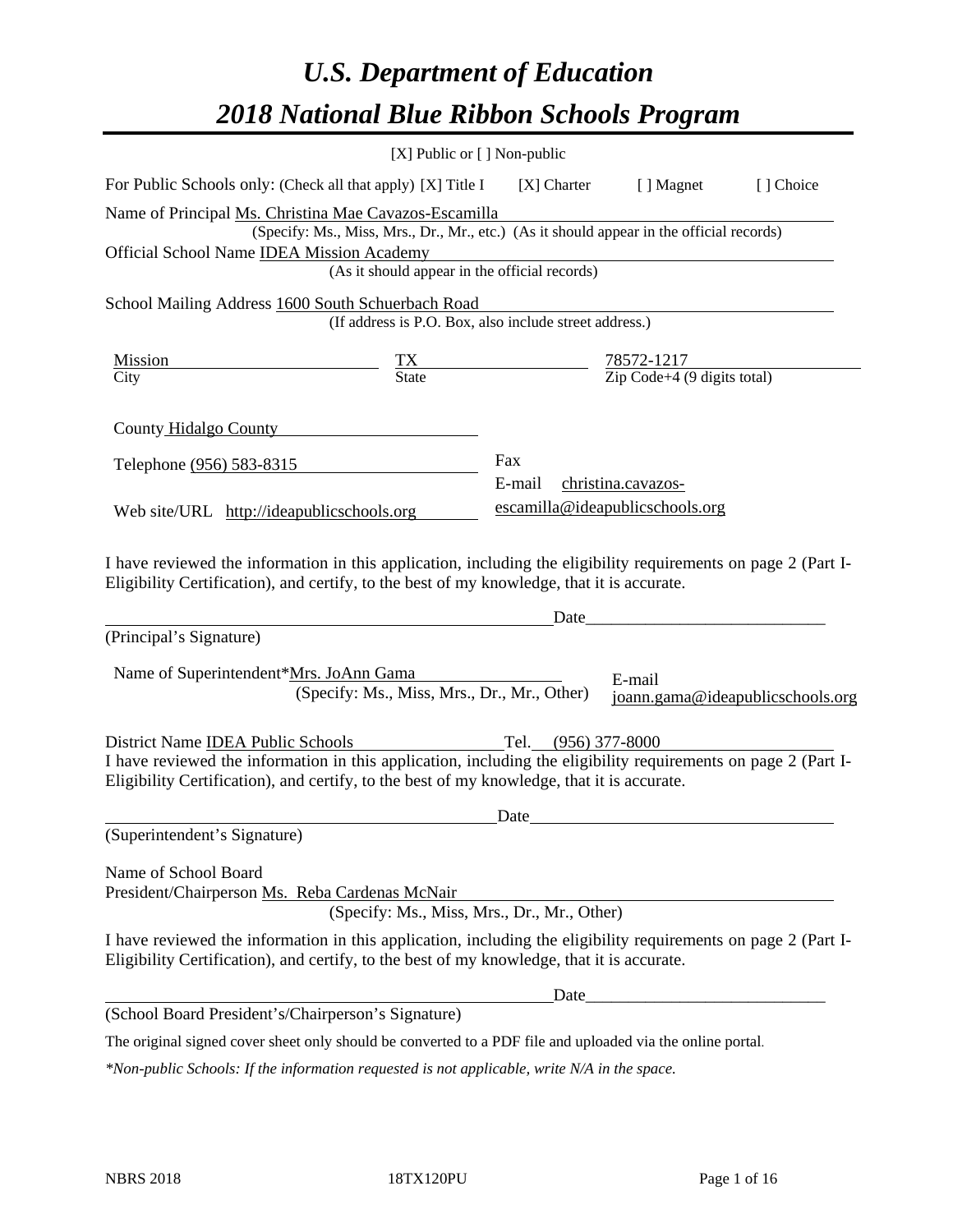# *U.S. Department of Education*

# *2018 National Blue Ribbon Schools Program*

[X] Public or [ ] Non-public

For Public Schools only: (Check all that apply) [X] Title I [X] Charter [ ] Magnet [ ] Choice

Name of Principal Ms. Christina Mae Cavazos-Escamilla
(Specify: Ms., Miss, Mrs., Dr., Mr., etc.) (As it should appear in the official records)

Official School Name IDEA Mission Academy
(As it should appear in the official records)

School Mailing Address 1600 South Schuerbach Road
(If address is P.O. Box, also include street address.)

| Mission | TX | 78572-1217 |
|---|---|---|
| City | State | Zip Code+4 (9 digits total) |

County Hidalgo County

Telephone (956) 583-8315

Fax

E-mail christina.cavazos-escamilla@ideapublicschools.org

Web site/URL http://ideapublicschools.org

I have reviewed the information in this application, including the eligibility requirements on page 2 (Part I-Eligibility Certification), and certify, to the best of my knowledge, that it is accurate.

_______________________________________ Date_______________________

(Principal's Signature)

Name of Superintendent*Mrs. JoAnn Gama
(Specify: Ms., Miss, Mrs., Dr., Mr., Other)

E-mail joann.gama@ideapublicschools.org

District Name IDEA Public Schools Tel. (956) 377-8000

I have reviewed the information in this application, including the eligibility requirements on page 2 (Part I-Eligibility Certification), and certify, to the best of my knowledge, that it is accurate.

_______________________________________ Date_______________________

(Superintendent's Signature)

Name of School Board
President/Chairperson Ms. Reba Cardenas McNair
(Specify: Ms., Miss, Mrs., Dr., Mr., Other)

I have reviewed the information in this application, including the eligibility requirements on page 2 (Part I-Eligibility Certification), and certify, to the best of my knowledge, that it is accurate.

_______________________________________ Date_______________________

(School Board President's/Chairperson's Signature)

The original signed cover sheet only should be converted to a PDF file and uploaded via the online portal.

*\*Non-public Schools: If the information requested is not applicable, write N/A in the space.*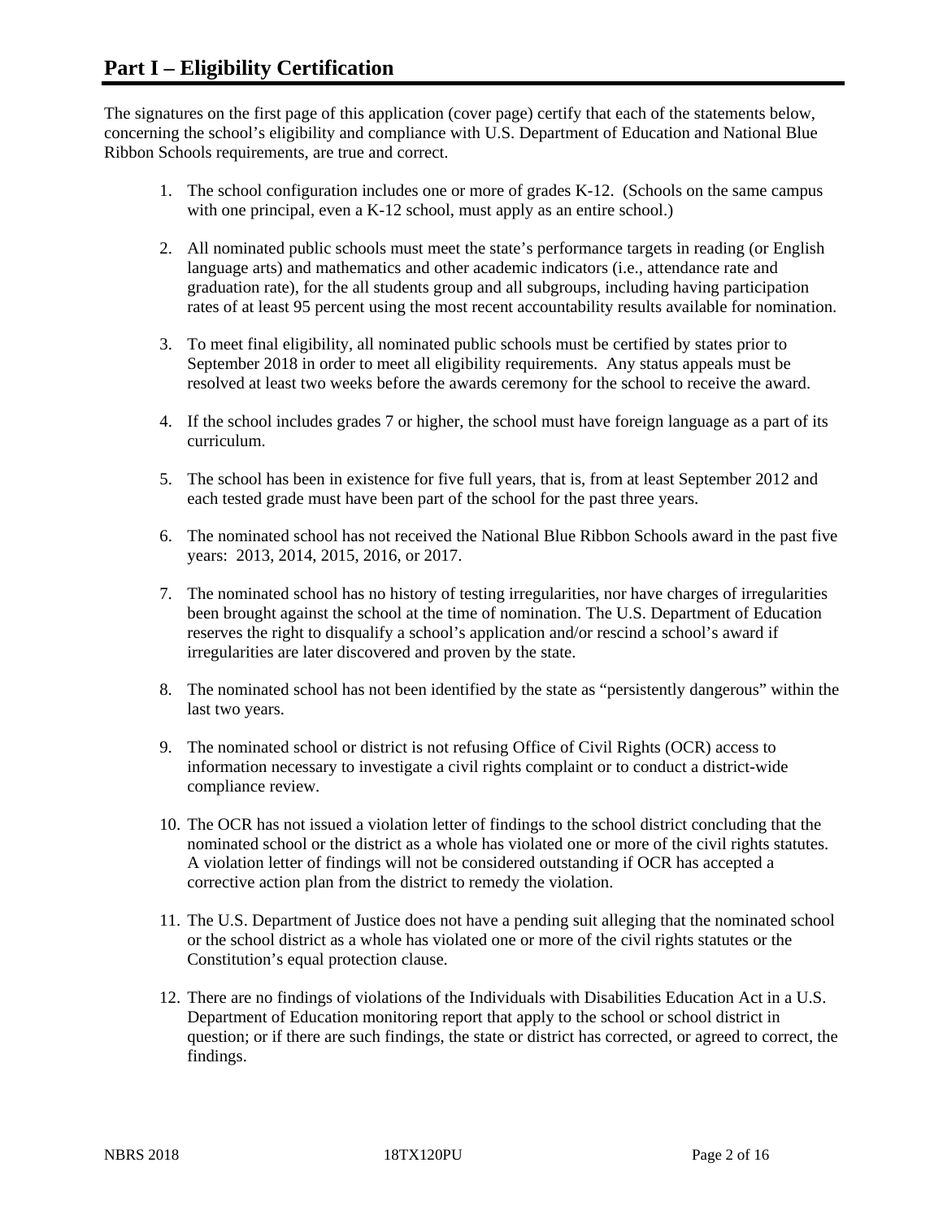# Part I – Eligibility Certification

The signatures on the first page of this application (cover page) certify that each of the statements below, concerning the school's eligibility and compliance with U.S. Department of Education and National Blue Ribbon Schools requirements, are true and correct.

1. The school configuration includes one or more of grades K-12. (Schools on the same campus with one principal, even a K-12 school, must apply as an entire school.)
2. All nominated public schools must meet the state's performance targets in reading (or English language arts) and mathematics and other academic indicators (i.e., attendance rate and graduation rate), for the all students group and all subgroups, including having participation rates of at least 95 percent using the most recent accountability results available for nomination.
3. To meet final eligibility, all nominated public schools must be certified by states prior to September 2018 in order to meet all eligibility requirements. Any status appeals must be resolved at least two weeks before the awards ceremony for the school to receive the award.
4. If the school includes grades 7 or higher, the school must have foreign language as a part of its curriculum.
5. The school has been in existence for five full years, that is, from at least September 2012 and each tested grade must have been part of the school for the past three years.
6. The nominated school has not received the National Blue Ribbon Schools award in the past five years: 2013, 2014, 2015, 2016, or 2017.
7. The nominated school has no history of testing irregularities, nor have charges of irregularities been brought against the school at the time of nomination. The U.S. Department of Education reserves the right to disqualify a school's application and/or rescind a school's award if irregularities are later discovered and proven by the state.
8. The nominated school has not been identified by the state as "persistently dangerous" within the last two years.
9. The nominated school or district is not refusing Office of Civil Rights (OCR) access to information necessary to investigate a civil rights complaint or to conduct a district-wide compliance review.
10. The OCR has not issued a violation letter of findings to the school district concluding that the nominated school or the district as a whole has violated one or more of the civil rights statutes. A violation letter of findings will not be considered outstanding if OCR has accepted a corrective action plan from the district to remedy the violation.
11. The U.S. Department of Justice does not have a pending suit alleging that the nominated school or the school district as a whole has violated one or more of the civil rights statutes or the Constitution's equal protection clause.
12. There are no findings of violations of the Individuals with Disabilities Education Act in a U.S. Department of Education monitoring report that apply to the school or school district in question; or if there are such findings, the state or district has corrected, or agreed to correct, the findings.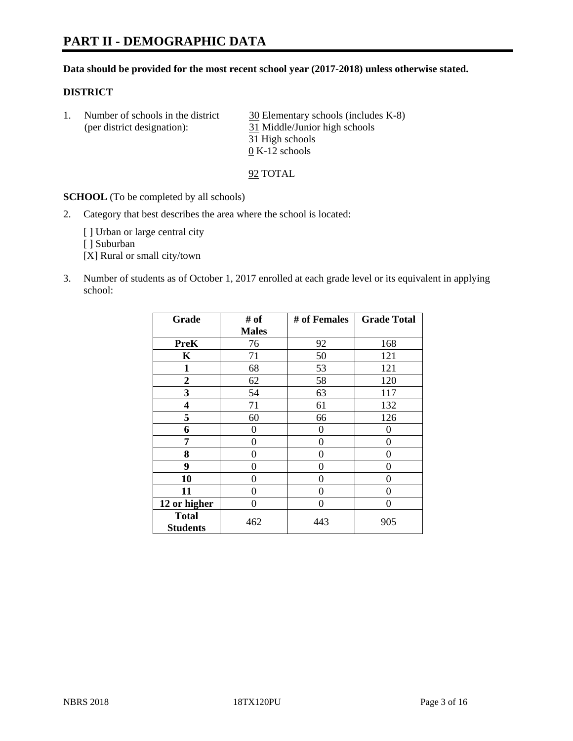# PART II - DEMOGRAPHIC DATA

**Data should be provided for the most recent school year (2017-2018) unless otherwise stated.**

**DISTRICT**

1. Number of schools in the district (per district designation):
   30 Elementary schools (includes K-8)
   31 Middle/Junior high schools
   31 High schools
   0 K-12 schools

   92 TOTAL

**SCHOOL** (To be completed by all schools)

2. Category that best describes the area where the school is located:

   [ ] Urban or large central city
   [ ] Suburban
   [X] Rural or small city/town

3. Number of students as of October 1, 2017 enrolled at each grade level or its equivalent in applying school:

| Grade | # of Males | # of Females | Grade Total |
|---|---|---|---|
| PreK | 76 | 92 | 168 |
| K | 71 | 50 | 121 |
| 1 | 68 | 53 | 121 |
| 2 | 62 | 58 | 120 |
| 3 | 54 | 63 | 117 |
| 4 | 71 | 61 | 132 |
| 5 | 60 | 66 | 126 |
| 6 | 0 | 0 | 0 |
| 7 | 0 | 0 | 0 |
| 8 | 0 | 0 | 0 |
| 9 | 0 | 0 | 0 |
| 10 | 0 | 0 | 0 |
| 11 | 0 | 0 | 0 |
| 12 or higher | 0 | 0 | 0 |
| Total Students | 462 | 443 | 905 |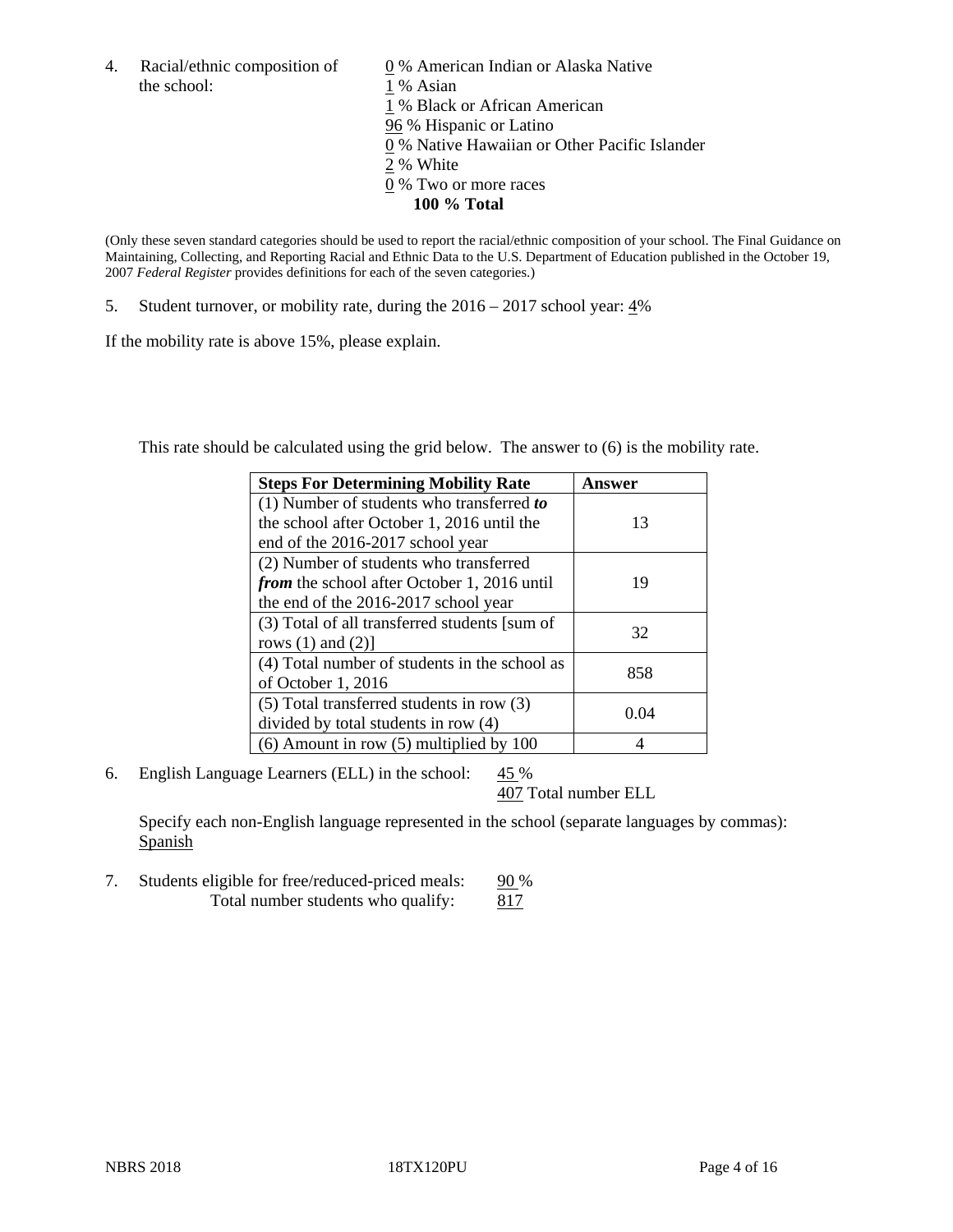4. Racial/ethnic composition of the school:

0 % American Indian or Alaska Native
1 % Asian
1 % Black or African American
96 % Hispanic or Latino
0 % Native Hawaiian or Other Pacific Islander
2 % White
0 % Two or more races
**100 % Total**

(Only these seven standard categories should be used to report the racial/ethnic composition of your school. The Final Guidance on Maintaining, Collecting, and Reporting Racial and Ethnic Data to the U.S. Department of Education published in the October 19, 2007 *Federal Register* provides definitions for each of the seven categories.)

5. Student turnover, or mobility rate, during the 2016 – 2017 school year: 4%

If the mobility rate is above 15%, please explain.

This rate should be calculated using the grid below. The answer to (6) is the mobility rate.

| **Steps For Determining Mobility Rate** | **Answer** |
|---|---|
| (1) Number of students who transferred ***to*** the school after October 1, 2016 until the end of the 2016-2017 school year | 13 |
| (2) Number of students who transferred ***from*** the school after October 1, 2016 until the end of the 2016-2017 school year | 19 |
| (3) Total of all transferred students [sum of rows (1) and (2)] | 32 |
| (4) Total number of students in the school as of October 1, 2016 | 858 |
| (5) Total transferred students in row (3) divided by total students in row (4) | 0.04 |
| (6) Amount in row (5) multiplied by 100 | 4 |

6. English Language Learners (ELL) in the school: 45 %
407 Total number ELL

Specify each non-English language represented in the school (separate languages by commas):
Spanish

7. Students eligible for free/reduced-priced meals: 90 %
Total number students who qualify: 817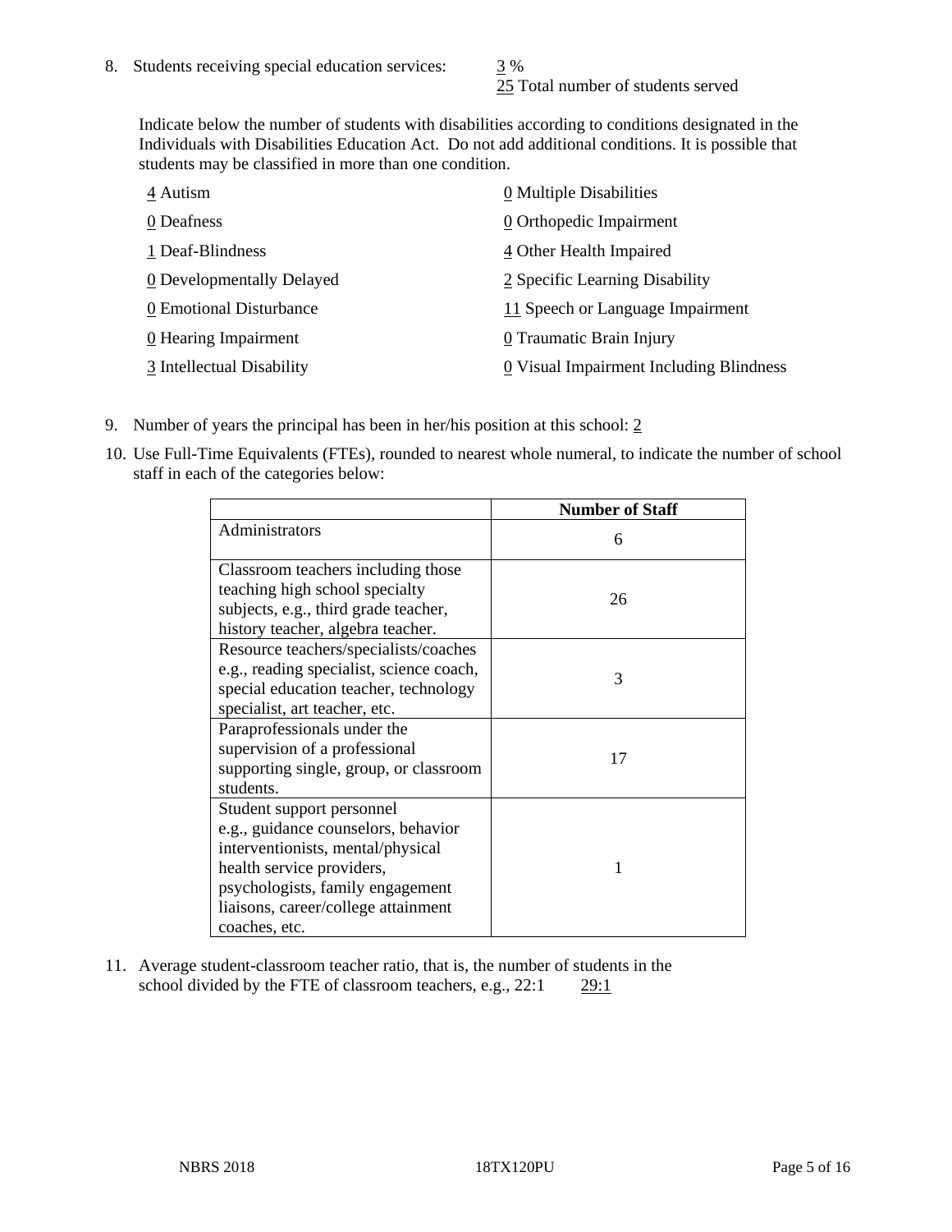8. Students receiving special education services: 3 %
   25 Total number of students served

   Indicate below the number of students with disabilities according to conditions designated in the Individuals with Disabilities Education Act. Do not add additional conditions. It is possible that students may be classified in more than one condition.

   4 Autism
   0 Deafness
   1 Deaf-Blindness
   0 Developmentally Delayed
   0 Emotional Disturbance
   0 Hearing Impairment
   3 Intellectual Disability
   0 Multiple Disabilities
   0 Orthopedic Impairment
   4 Other Health Impaired
   2 Specific Learning Disability
   11 Speech or Language Impairment
   0 Traumatic Brain Injury
   0 Visual Impairment Including Blindness

9. Number of years the principal has been in her/his position at this school: 2

10. Use Full-Time Equivalents (FTEs), rounded to nearest whole numeral, to indicate the number of school staff in each of the categories below:

| | Number of Staff |
|---|---|
| Administrators | 6 |
| Classroom teachers including those teaching high school specialty subjects, e.g., third grade teacher, history teacher, algebra teacher. | 26 |
| Resource teachers/specialists/coaches e.g., reading specialist, science coach, special education teacher, technology specialist, art teacher, etc. | 3 |
| Paraprofessionals under the supervision of a professional supporting single, group, or classroom students. | 17 |
| Student support personnel e.g., guidance counselors, behavior interventionists, mental/physical health service providers, psychologists, family engagement liaisons, career/college attainment coaches, etc. | 1 |

11. Average student-classroom teacher ratio, that is, the number of students in the school divided by the FTE of classroom teachers, e.g., 22:1 29:1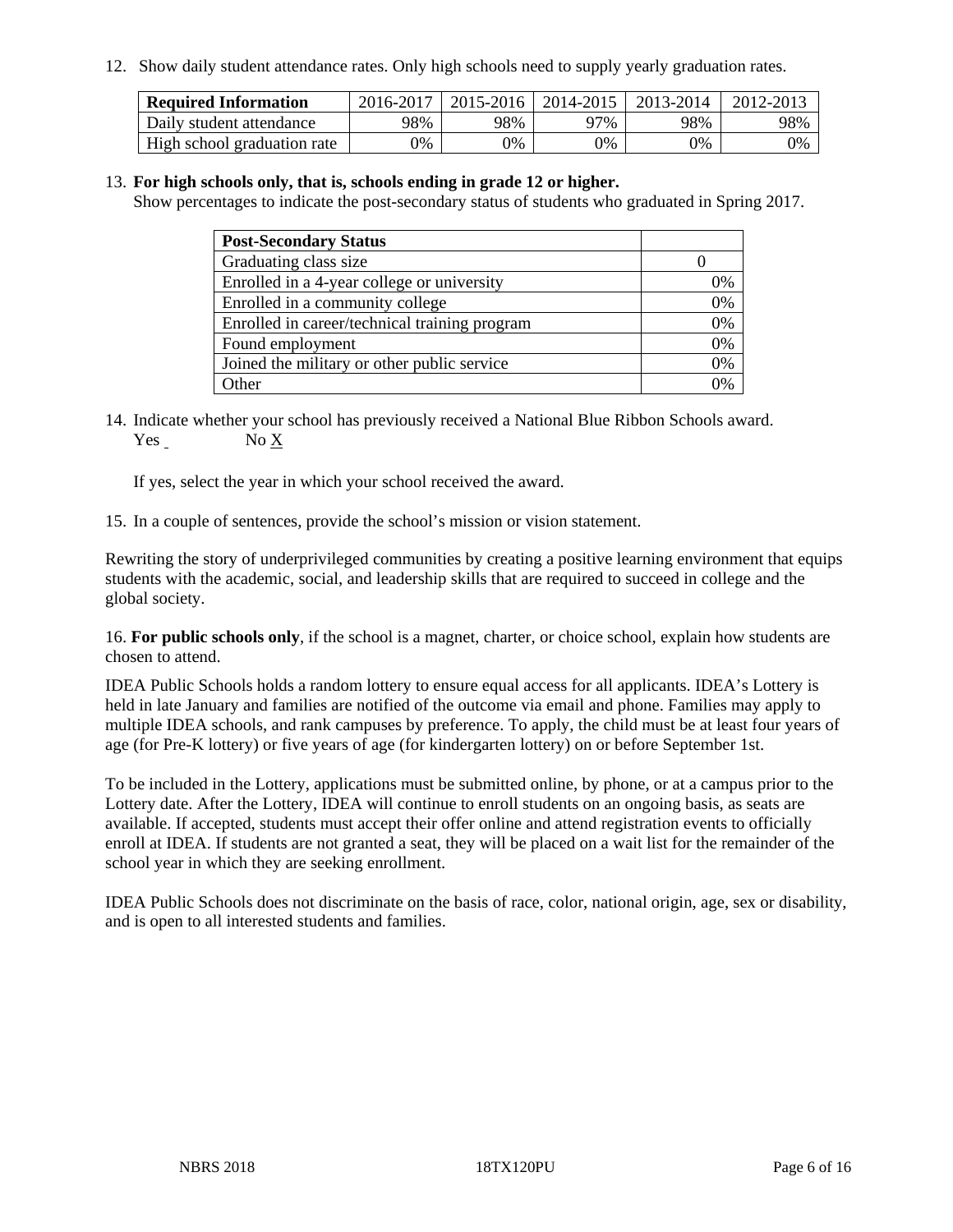12. Show daily student attendance rates. Only high schools need to supply yearly graduation rates.

| Required Information | 2016-2017 | 2015-2016 | 2014-2015 | 2013-2014 | 2012-2013 |
|---|---|---|---|---|---|
| Daily student attendance | 98% | 98% | 97% | 98% | 98% |
| High school graduation rate | 0% | 0% | 0% | 0% | 0% |

13. **For high schools only, that is, schools ending in grade 12 or higher.**
Show percentages to indicate the post-secondary status of students who graduated in Spring 2017.

| Post-Secondary Status | |
|---|---|
| Graduating class size | 0 |
| Enrolled in a 4-year college or university | 0% |
| Enrolled in a community college | 0% |
| Enrolled in career/technical training program | 0% |
| Found employment | 0% |
| Joined the military or other public service | 0% |
| Other | 0% |

14. Indicate whether your school has previously received a National Blue Ribbon Schools award.
Yes \_ No X

If yes, select the year in which your school received the award.

15. In a couple of sentences, provide the school's mission or vision statement.

Rewriting the story of underprivileged communities by creating a positive learning environment that equips students with the academic, social, and leadership skills that are required to succeed in college and the global society.

16. **For public schools only**, if the school is a magnet, charter, or choice school, explain how students are chosen to attend.

IDEA Public Schools holds a random lottery to ensure equal access for all applicants. IDEA's Lottery is held in late January and families are notified of the outcome via email and phone. Families may apply to multiple IDEA schools, and rank campuses by preference. To apply, the child must be at least four years of age (for Pre-K lottery) or five years of age (for kindergarten lottery) on or before September 1st.

To be included in the Lottery, applications must be submitted online, by phone, or at a campus prior to the Lottery date. After the Lottery, IDEA will continue to enroll students on an ongoing basis, as seats are available. If accepted, students must accept their offer online and attend registration events to officially enroll at IDEA. If students are not granted a seat, they will be placed on a wait list for the remainder of the school year in which they are seeking enrollment.

IDEA Public Schools does not discriminate on the basis of race, color, national origin, age, sex or disability, and is open to all interested students and families.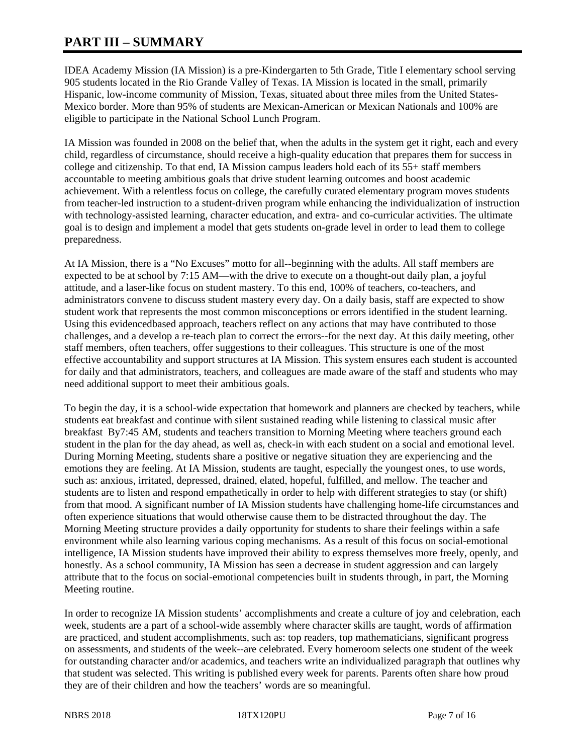# PART III – SUMMARY

IDEA Academy Mission (IA Mission) is a pre-Kindergarten to 5th Grade, Title I elementary school serving 905 students located in the Rio Grande Valley of Texas. IA Mission is located in the small, primarily Hispanic, low-income community of Mission, Texas, situated about three miles from the United States-Mexico border. More than 95% of students are Mexican-American or Mexican Nationals and 100% are eligible to participate in the National School Lunch Program.

IA Mission was founded in 2008 on the belief that, when the adults in the system get it right, each and every child, regardless of circumstance, should receive a high-quality education that prepares them for success in college and citizenship. To that end, IA Mission campus leaders hold each of its 55+ staff members accountable to meeting ambitious goals that drive student learning outcomes and boost academic achievement. With a relentless focus on college, the carefully curated elementary program moves students from teacher-led instruction to a student-driven program while enhancing the individualization of instruction with technology-assisted learning, character education, and extra- and co-curricular activities. The ultimate goal is to design and implement a model that gets students on-grade level in order to lead them to college preparedness.

At IA Mission, there is a "No Excuses" motto for all--beginning with the adults. All staff members are expected to be at school by 7:15 AM—with the drive to execute on a thought-out daily plan, a joyful attitude, and a laser-like focus on student mastery. To this end, 100% of teachers, co-teachers, and administrators convene to discuss student mastery every day. On a daily basis, staff are expected to show student work that represents the most common misconceptions or errors identified in the student learning. Using this evidencedbased approach, teachers reflect on any actions that may have contributed to those challenges, and a develop a re-teach plan to correct the errors--for the next day. At this daily meeting, other staff members, often teachers, offer suggestions to their colleagues. This structure is one of the most effective accountability and support structures at IA Mission. This system ensures each student is accounted for daily and that administrators, teachers, and colleagues are made aware of the staff and students who may need additional support to meet their ambitious goals.

To begin the day, it is a school-wide expectation that homework and planners are checked by teachers, while students eat breakfast and continue with silent sustained reading while listening to classical music after breakfast By7:45 AM, students and teachers transition to Morning Meeting where teachers ground each student in the plan for the day ahead, as well as, check-in with each student on a social and emotional level. During Morning Meeting, students share a positive or negative situation they are experiencing and the emotions they are feeling. At IA Mission, students are taught, especially the youngest ones, to use words, such as: anxious, irritated, depressed, drained, elated, hopeful, fulfilled, and mellow. The teacher and students are to listen and respond empathetically in order to help with different strategies to stay (or shift) from that mood. A significant number of IA Mission students have challenging home-life circumstances and often experience situations that would otherwise cause them to be distracted throughout the day. The Morning Meeting structure provides a daily opportunity for students to share their feelings within a safe environment while also learning various coping mechanisms. As a result of this focus on social-emotional intelligence, IA Mission students have improved their ability to express themselves more freely, openly, and honestly. As a school community, IA Mission has seen a decrease in student aggression and can largely attribute that to the focus on social-emotional competencies built in students through, in part, the Morning Meeting routine.

In order to recognize IA Mission students' accomplishments and create a culture of joy and celebration, each week, students are a part of a school-wide assembly where character skills are taught, words of affirmation are practiced, and student accomplishments, such as: top readers, top mathematicians, significant progress on assessments, and students of the week--are celebrated. Every homeroom selects one student of the week for outstanding character and/or academics, and teachers write an individualized paragraph that outlines why that student was selected. This writing is published every week for parents. Parents often share how proud they are of their children and how the teachers' words are so meaningful.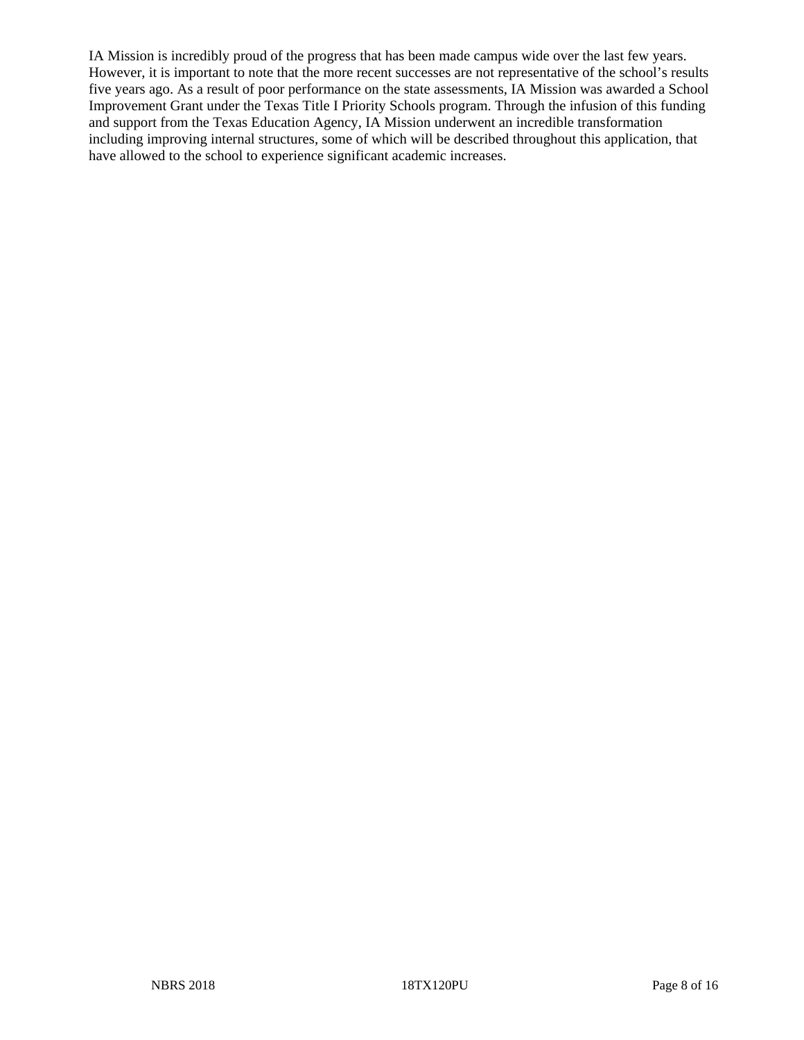IA Mission is incredibly proud of the progress that has been made campus wide over the last few years. However, it is important to note that the more recent successes are not representative of the school’s results five years ago. As a result of poor performance on the state assessments, IA Mission was awarded a School Improvement Grant under the Texas Title I Priority Schools program. Through the infusion of this funding and support from the Texas Education Agency, IA Mission underwent an incredible transformation including improving internal structures, some of which will be described throughout this application, that have allowed to the school to experience significant academic increases.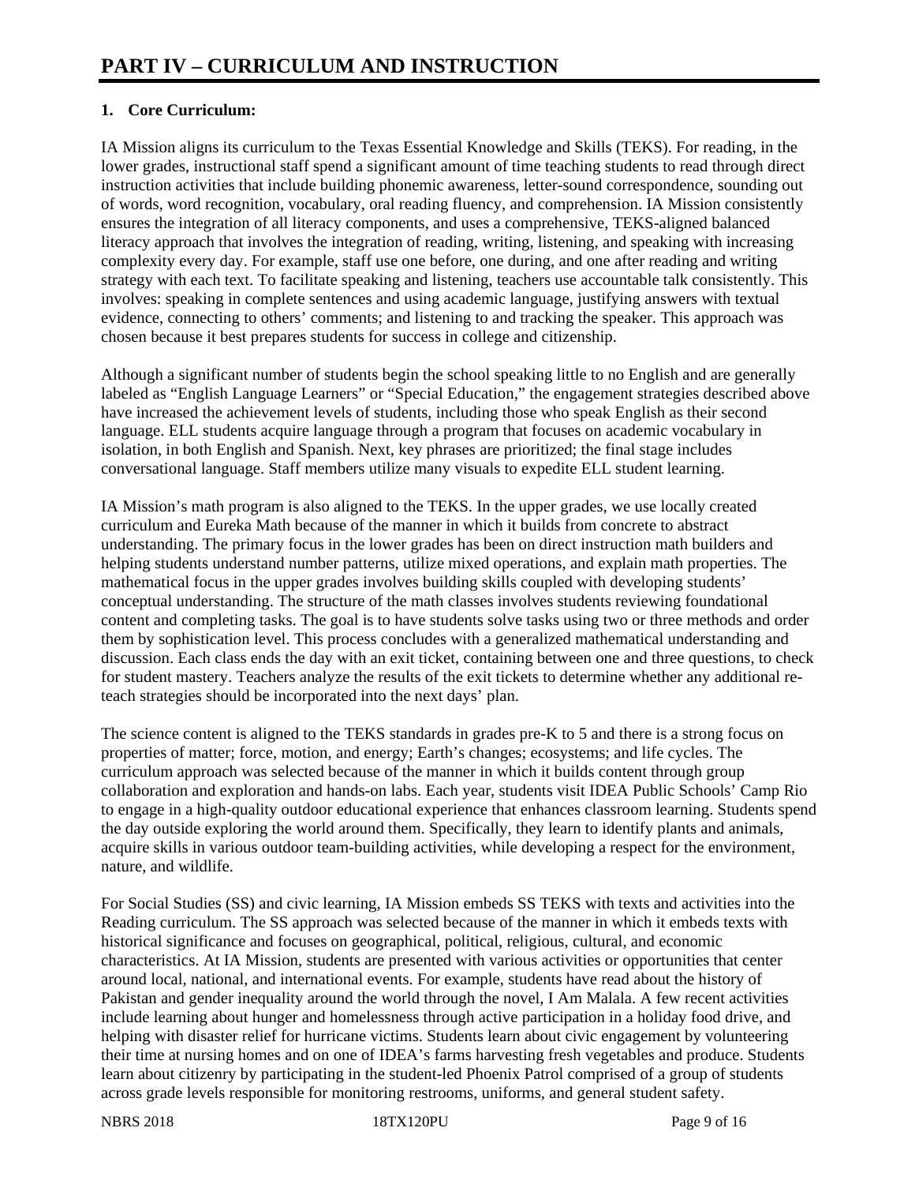# PART IV – CURRICULUM AND INSTRUCTION

**1. Core Curriculum:**

IA Mission aligns its curriculum to the Texas Essential Knowledge and Skills (TEKS). For reading, in the lower grades, instructional staff spend a significant amount of time teaching students to read through direct instruction activities that include building phonemic awareness, letter-sound correspondence, sounding out of words, word recognition, vocabulary, oral reading fluency, and comprehension. IA Mission consistently ensures the integration of all literacy components, and uses a comprehensive, TEKS-aligned balanced literacy approach that involves the integration of reading, writing, listening, and speaking with increasing complexity every day. For example, staff use one before, one during, and one after reading and writing strategy with each text. To facilitate speaking and listening, teachers use accountable talk consistently. This involves: speaking in complete sentences and using academic language, justifying answers with textual evidence, connecting to others' comments; and listening to and tracking the speaker. This approach was chosen because it best prepares students for success in college and citizenship.

Although a significant number of students begin the school speaking little to no English and are generally labeled as "English Language Learners" or "Special Education," the engagement strategies described above have increased the achievement levels of students, including those who speak English as their second language. ELL students acquire language through a program that focuses on academic vocabulary in isolation, in both English and Spanish. Next, key phrases are prioritized; the final stage includes conversational language. Staff members utilize many visuals to expedite ELL student learning.

IA Mission's math program is also aligned to the TEKS. In the upper grades, we use locally created curriculum and Eureka Math because of the manner in which it builds from concrete to abstract understanding. The primary focus in the lower grades has been on direct instruction math builders and helping students understand number patterns, utilize mixed operations, and explain math properties. The mathematical focus in the upper grades involves building skills coupled with developing students' conceptual understanding. The structure of the math classes involves students reviewing foundational content and completing tasks. The goal is to have students solve tasks using two or three methods and order them by sophistication level. This process concludes with a generalized mathematical understanding and discussion. Each class ends the day with an exit ticket, containing between one and three questions, to check for student mastery. Teachers analyze the results of the exit tickets to determine whether any additional re-teach strategies should be incorporated into the next days' plan.

The science content is aligned to the TEKS standards in grades pre-K to 5 and there is a strong focus on properties of matter; force, motion, and energy; Earth's changes; ecosystems; and life cycles. The curriculum approach was selected because of the manner in which builds content through group collaboration and exploration and hands-on labs. Each year, students visit IDEA Public Schools' Camp Rio to engage in a high-quality outdoor educational experience that enhances classroom learning. Students spend the day outside exploring the world around them. Specifically, they learn to identify plants and animals, acquire skills in various outdoor team-building activities, while developing a respect for the environment, nature, and wildlife.

For Social Studies (SS) and civic learning, IA Mission embeds SS TEKS with texts and activities into the Reading curriculum. The SS approach was selected because of the manner in which it embeds texts with historical significance and focuses on geographical, political, religious, cultural, and economic characteristics. At IA Mission, students are presented with various activities or opportunities that center around local, national, and international events. For example, students have read about the history of Pakistan and gender inequality around the world through the novel, I Am Malala. A few recent activities include learning about hunger and homelessness through active participation in a holiday food drive, and helping with disaster relief for hurricane victims. Students learn about civic engagement by volunteering their time at nursing homes and on one of IDEA's farms harvesting fresh vegetables and produce. Students learn about citizenry by participating in the student-led Phoenix Patrol comprised of a group of students across grade levels responsible for monitoring restrooms, uniforms, and general student safety.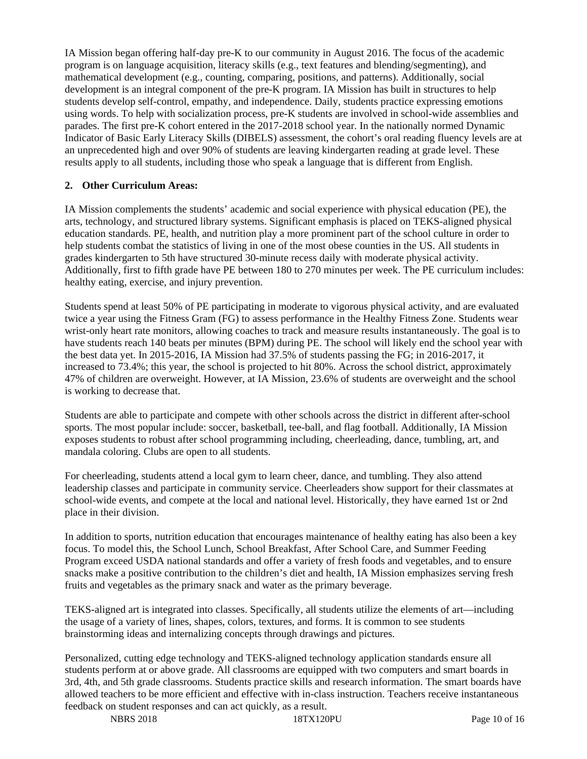IA Mission began offering half-day pre-K to our community in August 2016. The focus of the academic program is on language acquisition, literacy skills (e.g., text features and blending/segmenting), and mathematical development (e.g., counting, comparing, positions, and patterns). Additionally, social development is an integral component of the pre-K program. IA Mission has built in structures to help students develop self-control, empathy, and independence. Daily, students practice expressing emotions using words. To help with socialization process, pre-K students are involved in school-wide assemblies and parades. The first pre-K cohort entered in the 2017-2018 school year. In the nationally normed Dynamic Indicator of Basic Early Literacy Skills (DIBELS) assessment, the cohort's oral reading fluency levels are at an unprecedented high and over 90% of students are leaving kindergarten reading at grade level. These results apply to all students, including those who speak a language that is different from English.

**2. Other Curriculum Areas:**

IA Mission complements the students' academic and social experience with physical education (PE), the arts, technology, and structured library systems. Significant emphasis is placed on TEKS-aligned physical education standards. PE, health, and nutrition play a more prominent part of the school culture in order to help students combat the statistics of living in one of the most obese counties in the US. All students in grades kindergarten to 5th have structured 30-minute recess daily with moderate physical activity. Additionally, first to fifth grade have PE between 180 to 270 minutes per week. The PE curriculum includes: healthy eating, exercise, and injury prevention.

Students spend at least 50% of PE participating in moderate to vigorous physical activity, and are evaluated twice a year using the Fitness Gram (FG) to assess performance in the Healthy Fitness Zone. Students wear wrist-only heart rate monitors, allowing coaches to track and measure results instantaneously. The goal is to have students reach 140 beats per minutes (BPM) during PE. The school will likely end the school year with the best data yet. In 2015-2016, IA Mission had 37.5% of students passing the FG; in 2016-2017, it increased to 73.4%; this year, the school is projected to hit 80%. Across the school district, approximately 47% of children are overweight. However, at IA Mission, 23.6% of students are overweight and the school is working to decrease that.

Students are able to participate and compete with other schools across the district in different after-school sports. The most popular include: soccer, basketball, tee-ball, and flag football. Additionally, IA Mission exposes students to robust after school programming including, cheerleading, dance, tumbling, art, and mandala coloring. Clubs are open to all students.

For cheerleading, students attend a local gym to learn cheer, dance, and tumbling. They also attend leadership classes and participate in community service. Cheerleaders show support for their classmates at school-wide events, and compete at the local and national level. Historically, they have earned 1st or 2nd place in their division.

In addition to sports, nutrition education that encourages maintenance of healthy eating has also been a key focus. To model this, the School Lunch, School Breakfast, After School Care, and Summer Feeding Program exceed USDA national standards and offer a variety of fresh foods and vegetables, and to ensure snacks make a positive contribution to the children's diet and health, IA Mission emphasizes serving fresh fruits and vegetables as the primary snack and water as the primary beverage.

TEKS-aligned art is integrated into classes. Specifically, all students utilize the elements of art—including the usage of a variety of lines, shapes, colors, textures, and forms. It is common to see students brainstorming ideas and internalizing concepts through drawings and pictures.

Personalized, cutting edge technology and TEKS-aligned technology application standards ensure all students perform at or above grade. All classrooms are equipped with two computers and smart boards in 3rd, 4th, and 5th grade classrooms. Students practice skills and research information. The smart boards have allowed teachers to be more efficient and effective with in-class instruction. Teachers receive instantaneous feedback on student responses and can act quickly, as a result.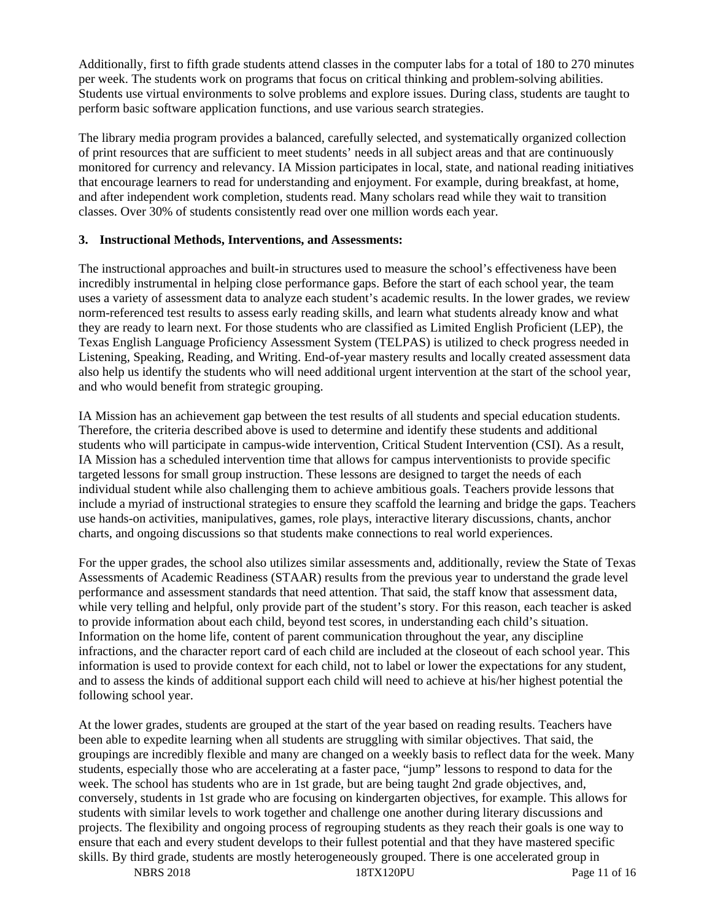Additionally, first to fifth grade students attend classes in the computer labs for a total of 180 to 270 minutes per week. The students work on programs that focus on critical thinking and problem-solving abilities. Students use virtual environments to solve problems and explore issues. During class, students are taught to perform basic software application functions, and use various search strategies.

The library media program provides a balanced, carefully selected, and systematically organized collection of print resources that are sufficient to meet students' needs in all subject areas and that are continuously monitored for currency and relevancy. IA Mission participates in local, state, and national reading initiatives that encourage learners to read for understanding and enjoyment. For example, during breakfast, at home, and after independent work completion, students read. Many scholars read while they wait to transition classes. Over 30% of students consistently read over one million words each year.

**3. Instructional Methods, Interventions, and Assessments:**

The instructional approaches and built-in structures used to measure the school's effectiveness have been incredibly instrumental in helping close performance gaps. Before the start of each school year, the team uses a variety of assessment data to analyze each student's academic results. In the lower grades, we review norm-referenced test results to assess early reading skills, and learn what students already know and what they are ready to learn next. For those students who are classified as Limited English Proficient (LEP), the Texas English Language Proficiency Assessment System (TELPAS) is utilized to check progress needed in Listening, Speaking, Reading, and Writing. End-of-year mastery results and locally created assessment data also help us identify the students who will need additional urgent intervention at the start of the school year, and who would benefit from strategic grouping.

IA Mission has an achievement gap between the test results of all students and special education students. Therefore, the criteria described above is used to determine and identify these students and additional students who will participate in campus-wide intervention, Critical Student Intervention (CSI). As a result, IA Mission has a scheduled intervention time that allows for campus interventionists to provide specific targeted lessons for small group instruction. These lessons are designed to target the needs of each individual student while also challenging them to achieve ambitious goals. Teachers provide lessons that include a myriad of instructional strategies to ensure they scaffold the learning and bridge the gaps. Teachers use hands-on activities, manipulatives, games, role plays, interactive literary discussions, chants, anchor charts, and ongoing discussions so that students make connections to real world experiences.

For the upper grades, the school also utilizes similar assessments and, additionally, review the State of Texas Assessments of Academic Readiness (STAAR) results from the previous year to understand the grade level performance and assessment standards that need attention. That said, the staff know that assessment data, while very telling and helpful, only provide part of the student's story. For this reason, each teacher is asked to provide information about each child, beyond test scores, in understanding each child's situation. Information on the home life, content of parent communication throughout the year, any discipline infractions, and the character report card of each child are included at the closeout of each school year. This information is used to provide context for each child, not to label or lower the expectations for any student, and to assess the kinds of additional support each child will need to achieve at his/her highest potential the following school year.

At the lower grades, students are grouped at the start of the year based on reading results. Teachers have been able to expedite learning when all students are struggling with similar objectives. That said, the groupings are incredibly flexible and many are changed on a weekly basis to reflect data for the week. Many students, especially those who are accelerating at a faster pace, "jump" lessons to respond to data for the week. The school has students who are in 1st grade, but are being taught 2nd grade objectives, and, conversely, students in 1st grade who are focusing on kindergarten objectives, for example. This allows for students with similar levels to work together and challenge one another during literary discussions and projects. The flexibility and ongoing process of regrouping students as they reach their goals is one way to ensure that each and every student develops to their fullest potential and that they have mastered specific skills. By third grade, students are mostly heterogeneously grouped. There is one accelerated group in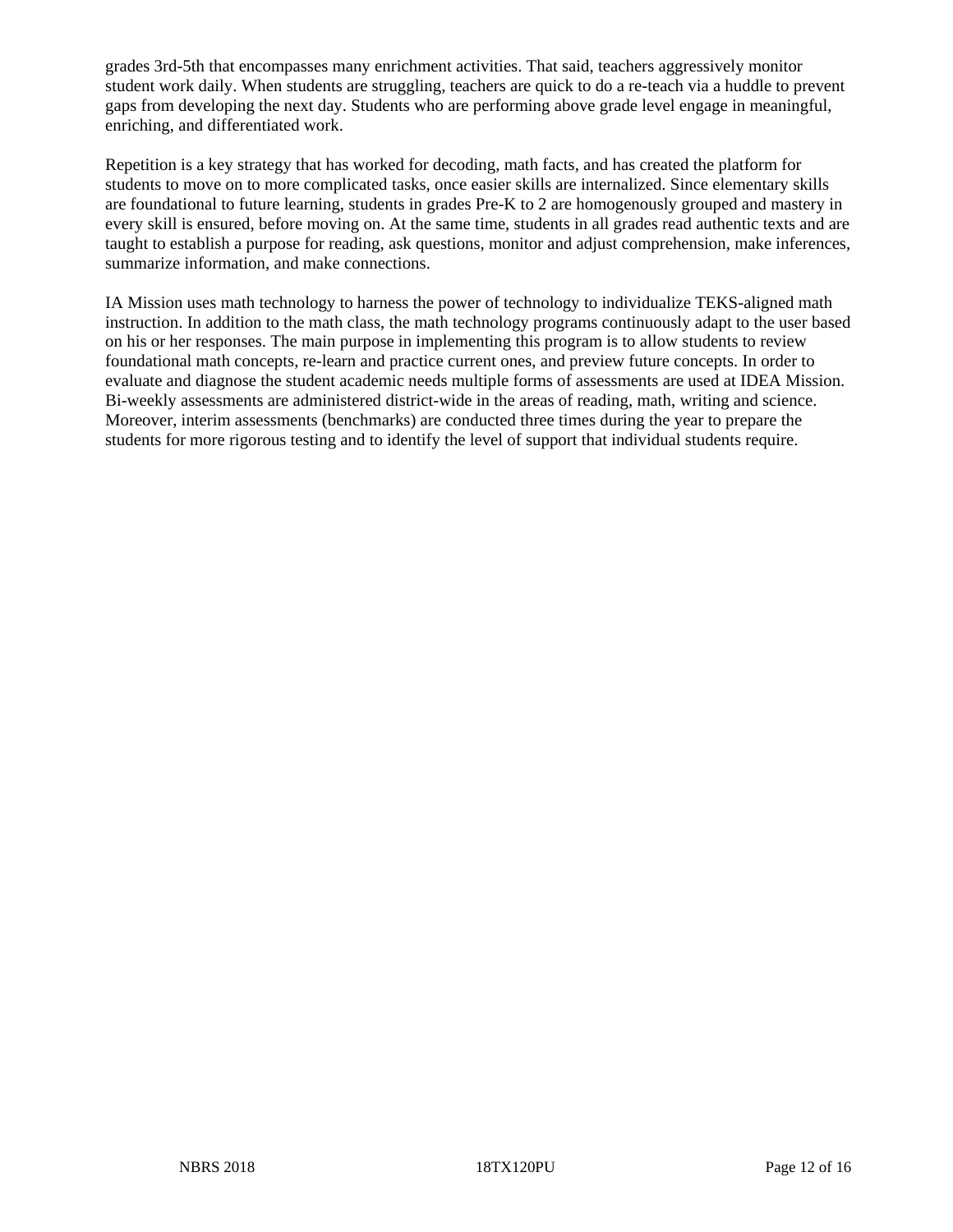grades 3rd-5th that encompasses many enrichment activities. That said, teachers aggressively monitor student work daily. When students are struggling, teachers are quick to do a re-teach via a huddle to prevent gaps from developing the next day. Students who are performing above grade level engage in meaningful, enriching, and differentiated work.

Repetition is a key strategy that has worked for decoding, math facts, and has created the platform for students to move on to more complicated tasks, once easier skills are internalized. Since elementary skills are foundational to future learning, students in grades Pre-K to 2 are homogenously grouped and mastery in every skill is ensured, before moving on. At the same time, students in all grades read authentic texts and are taught to establish a purpose for reading, ask questions, monitor and adjust comprehension, make inferences, summarize information, and make connections.

IA Mission uses math technology to harness the power of technology to individualize TEKS-aligned math instruction. In addition to the math class, the math technology programs continuously adapt to the user based on his or her responses. The main purpose in implementing this program is to allow students to review foundational math concepts, re-learn and practice current ones, and preview future concepts. In order to evaluate and diagnose the student academic needs multiple forms of assessments are used at IDEA Mission. Bi-weekly assessments are administered district-wide in the areas of reading, math, writing and science. Moreover, interim assessments (benchmarks) are conducted three times during the year to prepare the students for more rigorous testing and to identify the level of support that individual students require.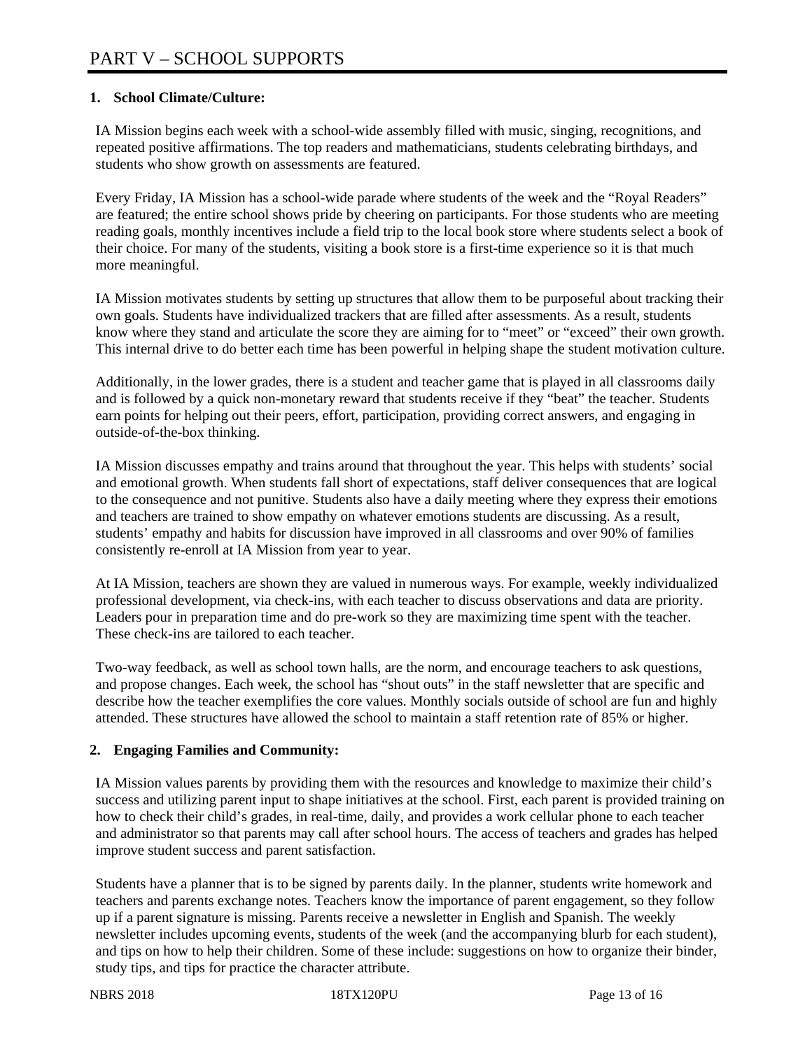# PART V – SCHOOL SUPPORTS

**1. School Climate/Culture:**

IA Mission begins each week with a school-wide assembly filled with music, singing, recognitions, and repeated positive affirmations. The top readers and mathematicians, students celebrating birthdays, and students who show growth on assessments are featured.

Every Friday, IA Mission has a school-wide parade where students of the week and the "Royal Readers" are featured; the entire school shows pride by cheering on participants. For those students who are meeting reading goals, monthly incentives include a field trip to the local book store where students select a book of their choice. For many of the students, visiting a book store is a first-time experience so it is that much more meaningful.

IA Mission motivates students by setting up structures that allow them to be purposeful about tracking their own goals. Students have individualized trackers that are filled after assessments. As a result, students know where they stand and articulate the score they are aiming for to "meet" or "exceed" their own growth. This internal drive to do better each time has been powerful in helping shape the student motivation culture.

Additionally, in the lower grades, there is a student and teacher game that is played in all classrooms daily and is followed by a quick non-monetary reward that students receive if they "beat" the teacher. Students earn points for helping out their peers, effort, participation, providing correct answers, and engaging in outside-of-the-box thinking.

IA Mission discusses empathy and trains around that throughout the year. This helps with students' social and emotional growth. When students fall short of expectations, staff deliver consequences that are logical to the consequence and not punitive. Students also have a daily meeting where they express their emotions and teachers are trained to show empathy on whatever emotions students are discussing. As a result, students' empathy and habits for discussion have improved in all classrooms and over 90% of families consistently re-enroll at IA Mission from year to year.

At IA Mission, teachers are shown they are valued in numerous ways. For example, weekly individualized professional development, via check-ins, with each teacher to discuss observations and data are priority. Leaders pour in preparation time and do pre-work so they are maximizing time spent with the teacher. These check-ins are tailored to each teacher.

Two-way feedback, as well as school town halls, are the norm, and encourage teachers to ask questions, and propose changes. Each week, the school has "shout outs" in the staff newsletter that are specific and describe how the teacher exemplifies the core values. Monthly socials outside of school are fun and highly attended. These structures have allowed the school to maintain a staff retention rate of 85% or higher.

**2. Engaging Families and Community:**

IA Mission values parents by providing them with the resources and knowledge to maximize their child's success and utilizing parent input to shape initiatives at the school. First, each parent is provided training on how to check their child's grades, in real-time, daily, and provides a work cellular phone to each teacher and administrator so that parents may call after school hours. The access of teachers and grades has helped improve student success and parent satisfaction.

Students have a planner that is to be signed by parents daily. In the planner, students write homework and teachers and parents exchange notes. Teachers know the importance of parent engagement, so they follow up if a parent signature is missing. Parents receive a newsletter in English and Spanish. The weekly newsletter includes upcoming events, students of the week (and the accompanying blurb for each student), and tips on how to help their children. Some of these include: suggestions on how to organize their binder, study tips, and tips for practice the character attribute.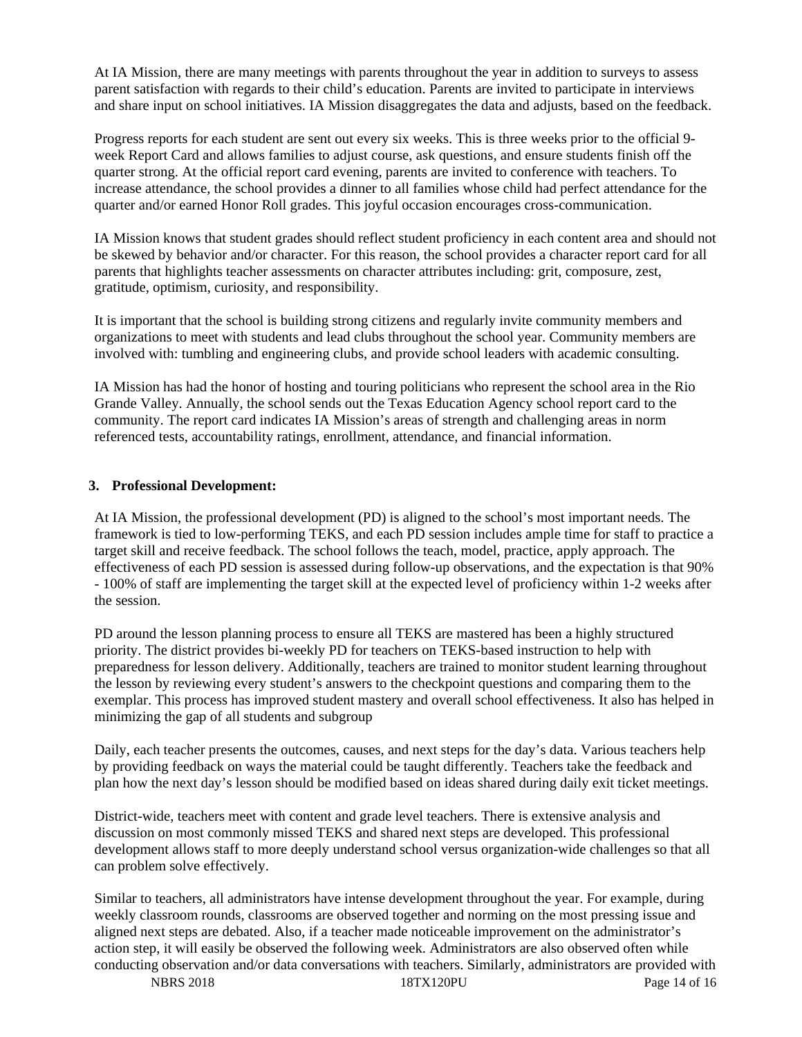At IA Mission, there are many meetings with parents throughout the year in addition to surveys to assess parent satisfaction with regards to their child's education. Parents are invited to participate in interviews and share input on school initiatives. IA Mission disaggregates the data and adjusts, based on the feedback.

Progress reports for each student are sent out every six weeks. This is three weeks prior to the official 9-week Report Card and allows families to adjust course, ask questions, and ensure students finish off the quarter strong. At the official report card evening, parents are invited to conference with teachers. To increase attendance, the school provides a dinner to all families whose child had perfect attendance for the quarter and/or earned Honor Roll grades. This joyful occasion encourages cross-communication.

IA Mission knows that student grades should reflect student proficiency in each content area and should not be skewed by behavior and/or character. For this reason, the school provides a character report card for all parents that highlights teacher assessments on character attributes including: grit, composure, zest, gratitude, optimism, curiosity, and responsibility.

It is important that the school is building strong citizens and regularly invite community members and organizations to meet with students and lead clubs throughout the school year. Community members are involved with: tumbling and engineering clubs, and provide school leaders with academic consulting.

IA Mission has had the honor of hosting and touring politicians who represent the school area in the Rio Grande Valley. Annually, the school sends out the Texas Education Agency school report card to the community. The report card indicates IA Mission's areas of strength and challenging areas in norm referenced tests, accountability ratings, enrollment, attendance, and financial information.

## 3. Professional Development:

At IA Mission, the professional development (PD) is aligned to the school's most important needs. The framework is tied to low-performing TEKS, and each PD session includes ample time for staff to practice a target skill and receive feedback. The school follows the teach, model, practice, apply approach. The effectiveness of each PD session is assessed during follow-up observations, and the expectation is that 90% - 100% of staff are implementing the target skill at the expected level of proficiency within 1-2 weeks after the session.

PD around the lesson planning process to ensure all TEKS are mastered has been a highly structured priority. The district provides bi-weekly PD for teachers on TEKS-based instruction to help with preparedness for lesson delivery. Additionally, teachers are trained to monitor student learning throughout the lesson by reviewing every student's answers to the checkpoint questions and comparing them to the exemplar. This process has improved student mastery and overall school effectiveness. It also has helped in minimizing the gap of all students and subgroup

Daily, each teacher presents the outcomes, causes, and next steps for the day's data. Various teachers help by providing feedback on ways the material could be taught differently. Teachers take the feedback and plan how the next day's lesson should be modified based on ideas shared during daily exit ticket meetings.

District-wide, teachers meet with content and grade level teachers. There is extensive analysis and discussion on most commonly missed TEKS and shared next steps are developed. This professional development allows staff to more deeply understand school versus organization-wide challenges so that all can problem solve effectively.

Similar to teachers, all administrators have intense development throughout the year. For example, during weekly classroom rounds, classrooms are observed together and norming on the most pressing issue and aligned next steps are debated. Also, if a teacher made noticeable improvement on the administrator's action step, it will easily be observed the following week. Administrators are also observed often while conducting observation and/or data conversations with teachers. Similarly, administrators are provided with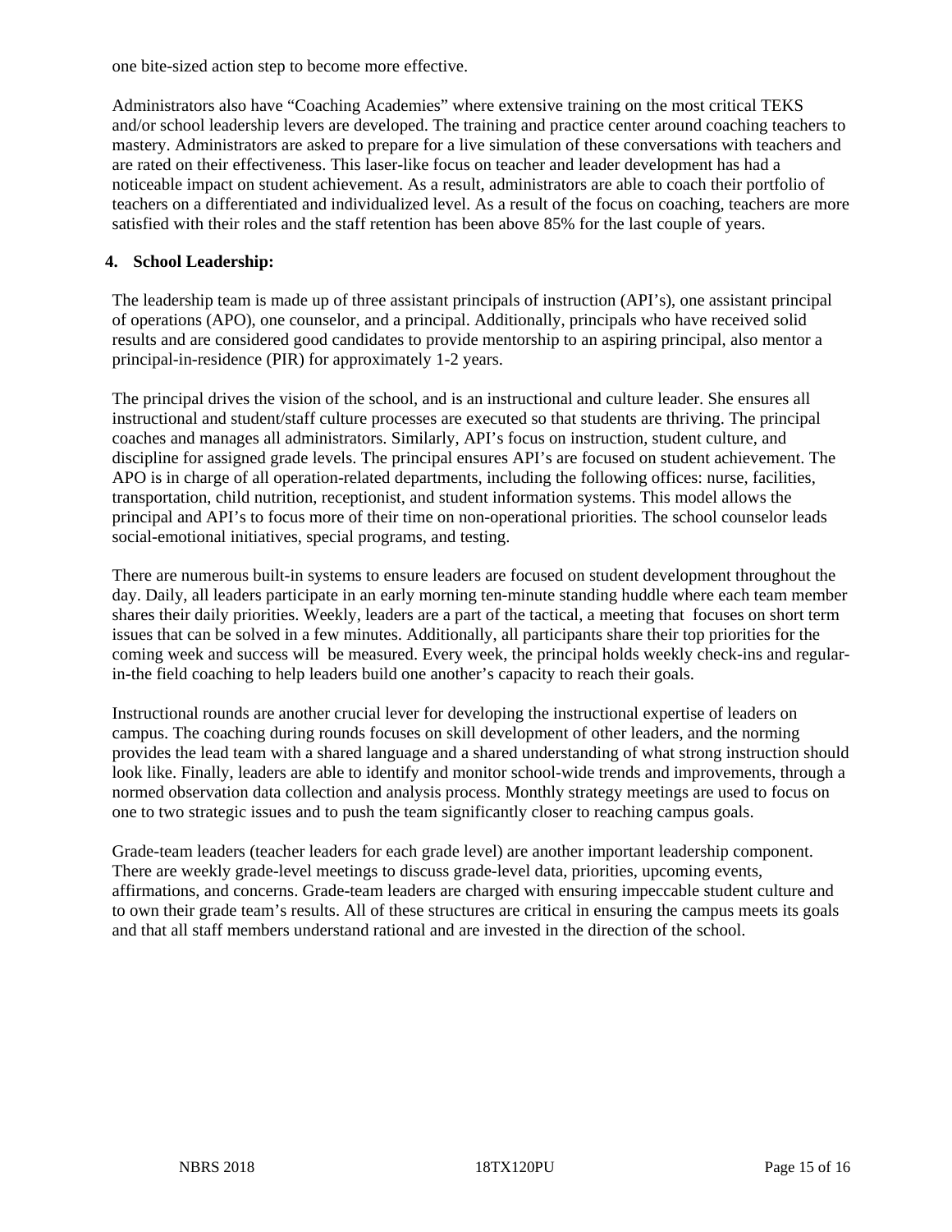one bite-sized action step to become more effective.

Administrators also have "Coaching Academies" where extensive training on the most critical TEKS and/or school leadership levers are developed. The training and practice center around coaching teachers to mastery. Administrators are asked to prepare for a live simulation of these conversations with teachers and are rated on their effectiveness. This laser-like focus on teacher and leader development has had a noticeable impact on student achievement. As a result, administrators are able to coach their portfolio of teachers on a differentiated and individualized level. As a result of the focus on coaching, teachers are more satisfied with their roles and the staff retention has been above 85% for the last couple of years.

**4. School Leadership:**

The leadership team is made up of three assistant principals of instruction (API's), one assistant principal of operations (APO), one counselor, and a principal. Additionally, principals who have received solid results and are considered good candidates to provide mentorship to an aspiring principal, also mentor a principal-in-residence (PIR) for approximately 1-2 years.

The principal drives the vision of the school, and is an instructional and culture leader. She ensures all instructional and student/staff culture processes are executed so that students are thriving. The principal coaches and manages all administrators. Similarly, API's focus on instruction, student culture, and discipline for assigned grade levels. The principal ensures API's are focused on student achievement. The APO is in charge of all operation-related departments, including the following offices: nurse, facilities, transportation, child nutrition, receptionist, and student information systems. This model allows the principal and API's to focus more of their time on non-operational priorities. The school counselor leads social-emotional initiatives, special programs, and testing.

There are numerous built-in systems to ensure leaders are focused on student development throughout the day. Daily, all leaders participate in an early morning ten-minute standing huddle where each team member shares their daily priorities. Weekly, leaders are a part of the tactical, a meeting that focuses on short term issues that can be solved in a few minutes. Additionally, all participants share their top priorities for the coming week and success will be measured. Every week, the principal holds weekly check-ins and regular-in-the field coaching to help leaders build one another's capacity to reach their goals.

Instructional rounds are another crucial lever for developing the instructional expertise of leaders on campus. The coaching during rounds focuses on skill development of other leaders, and the norming provides the lead team with a shared language and a shared understanding of what strong instruction should look like. Finally, leaders are able to identify and monitor school-wide trends and improvements, through a normed observation data collection and analysis process. Monthly strategy meetings are used to focus on one to two strategic issues and to push the team significantly closer to reaching campus goals.

Grade-team leaders (teacher leaders for each grade level) are another important leadership component. There are weekly grade-level meetings to discuss grade-level data, priorities, upcoming events, affirmations, and concerns. Grade-team leaders are charged with ensuring impeccable student culture and to own their grade team's results. All of these structures are critical in ensuring the campus meets its goals and that all staff members understand rational and are invested in the direction of the school.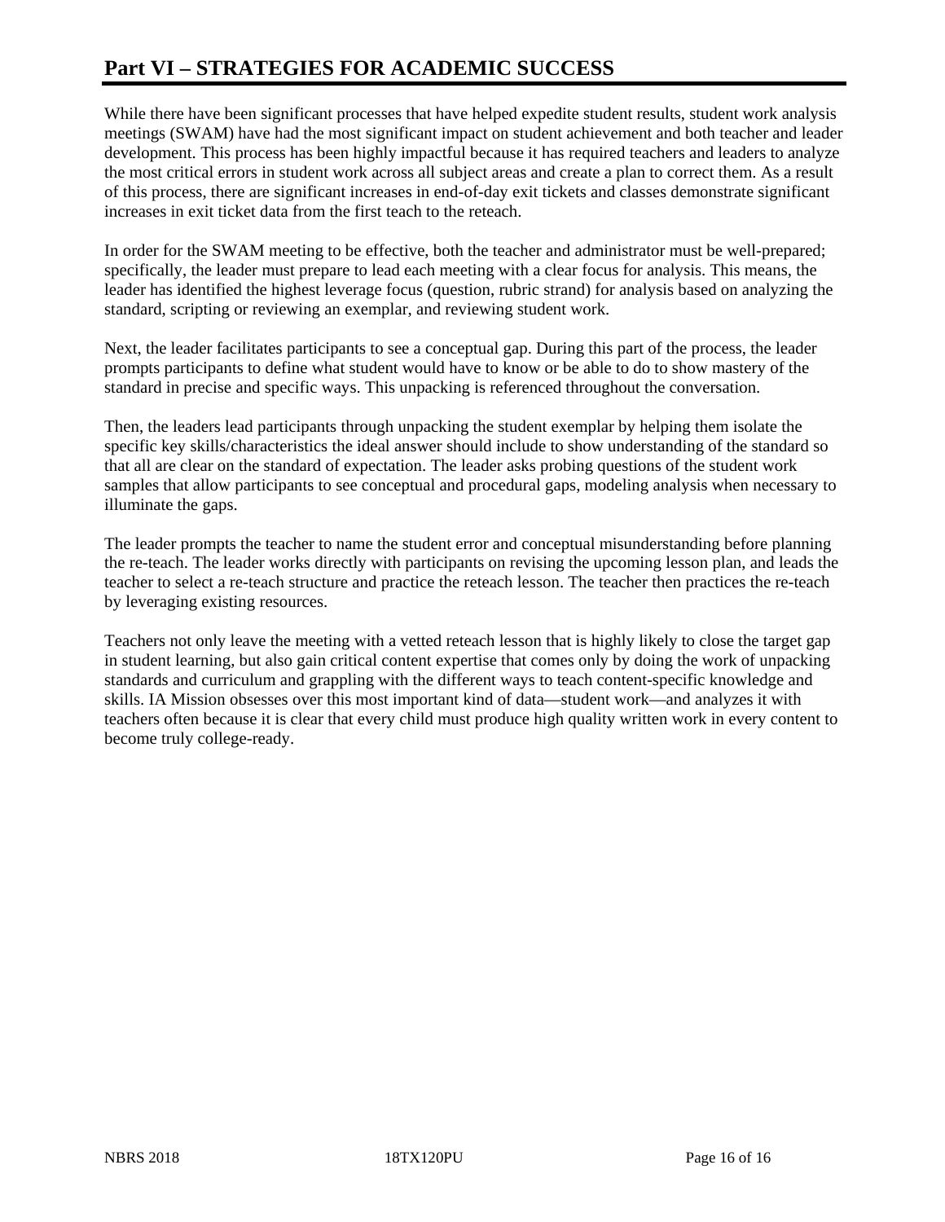# Part VI – STRATEGIES FOR ACADEMIC SUCCESS

While there have been significant processes that have helped expedite student results, student work analysis meetings (SWAM) have had the most significant impact on student achievement and both teacher and leader development. This process has been highly impactful because it has required teachers and leaders to analyze the most critical errors in student work across all subject areas and create a plan to correct them. As a result of this process, there are significant increases in end-of-day exit tickets and classes demonstrate significant increases in exit ticket data from the first teach to the reteach.

In order for the SWAM meeting to be effective, both the teacher and administrator must be well-prepared; specifically, the leader must prepare to lead each meeting with a clear focus for analysis. This means, the leader has identified the highest leverage focus (question, rubric strand) for analysis based on analyzing the standard, scripting or reviewing an exemplar, and reviewing student work.

Next, the leader facilitates participants to see a conceptual gap. During this part of the process, the leader prompts participants to define what student would have to know or be able to do to show mastery of the standard in precise and specific ways. This unpacking is referenced throughout the conversation.

Then, the leaders lead participants through unpacking the student exemplar by helping them isolate the specific key skills/characteristics the ideal answer should include to show understanding of the standard so that all are clear on the standard of expectation. The leader asks probing questions of the student work samples that allow participants to see conceptual and procedural gaps, modeling analysis when necessary to illuminate the gaps.

The leader prompts the teacher to name the student error and conceptual misunderstanding before planning the re-teach. The leader works directly with participants on revising the upcoming lesson plan, and leads the teacher to select a re-teach structure and practice the reteach lesson. The teacher then practices the re-teach by leveraging existing resources.

Teachers not only leave the meeting with a vetted reteach lesson that is highly likely to close the target gap in student learning, but also gain critical content expertise that comes only by doing the work of unpacking standards and curriculum and grappling with the different ways to teach content-specific knowledge and skills. IA Mission obsesses over this most important kind of data—student work—and analyzes it with teachers often because it is clear that every child must produce high quality written work in every content to become truly college-ready.